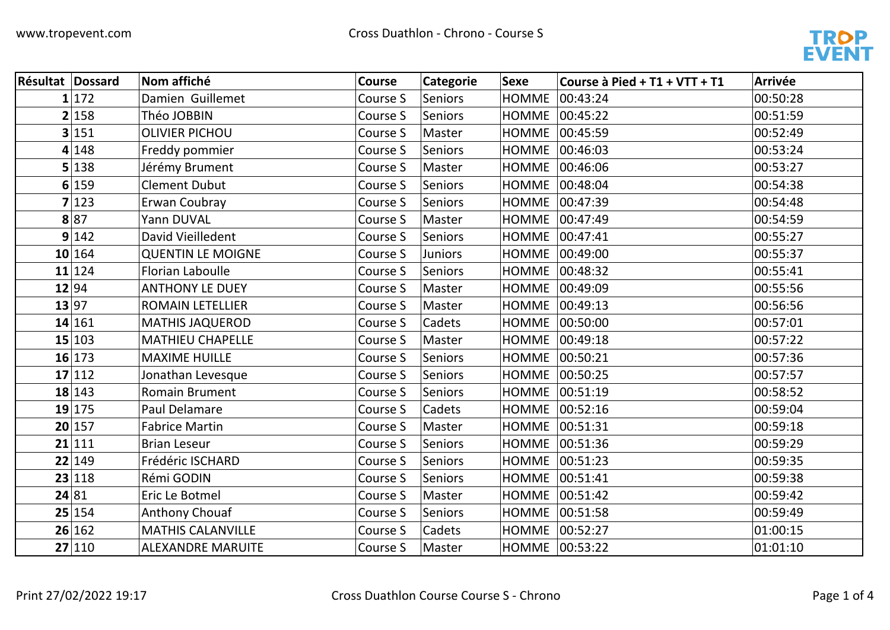# Cross Duathlon - Chrono - Course S

| Résultat | Dossard | Nom affiché | Course | Categorie | Sexe | Course à Pied + T1 + VTT + T1 | Arrivée |
|---|---|---|---|---|---|---|---|
| 1 | 172 | Damien  Guillemet | Course S | Seniors | HOMME | 00:43:24 | 00:50:28 |
| 2 | 158 | Théo JOBBIN | Course S | Seniors | HOMME | 00:45:22 | 00:51:59 |
| 3 | 151 | OLIVIER PICHOU | Course S | Master | HOMME | 00:45:59 | 00:52:49 |
| 4 | 148 | Freddy pommier | Course S | Seniors | HOMME | 00:46:03 | 00:53:24 |
| 5 | 138 | Jérémy Brument | Course S | Master | HOMME | 00:46:06 | 00:53:27 |
| 6 | 159 | Clement Dubut | Course S | Seniors | HOMME | 00:48:04 | 00:54:38 |
| 7 | 123 | Erwan Coubray | Course S | Seniors | HOMME | 00:47:39 | 00:54:48 |
| 8 | 87 | Yann DUVAL | Course S | Master | HOMME | 00:47:49 | 00:54:59 |
| 9 | 142 | David Vieilledent | Course S | Seniors | HOMME | 00:47:41 | 00:55:27 |
| 10 | 164 | QUENTIN LE MOIGNE | Course S | Juniors | HOMME | 00:49:00 | 00:55:37 |
| 11 | 124 | Florian Laboulle | Course S | Seniors | HOMME | 00:48:32 | 00:55:41 |
| 12 | 94 | ANTHONY LE DUEY | Course S | Master | HOMME | 00:49:09 | 00:55:56 |
| 13 | 97 | ROMAIN LETELLIER | Course S | Master | HOMME | 00:49:13 | 00:56:56 |
| 14 | 161 | MATHIS JAQUEROD | Course S | Cadets | HOMME | 00:50:00 | 00:57:01 |
| 15 | 103 | MATHIEU CHAPELLE | Course S | Master | HOMME | 00:49:18 | 00:57:22 |
| 16 | 173 | MAXIME HUILLE | Course S | Seniors | HOMME | 00:50:21 | 00:57:36 |
| 17 | 112 | Jonathan Levesque | Course S | Seniors | HOMME | 00:50:25 | 00:57:57 |
| 18 | 143 | Romain Brument | Course S | Seniors | HOMME | 00:51:19 | 00:58:52 |
| 19 | 175 | Paul Delamare | Course S | Cadets | HOMME | 00:52:16 | 00:59:04 |
| 20 | 157 | Fabrice Martin | Course S | Master | HOMME | 00:51:31 | 00:59:18 |
| 21 | 111 | Brian Leseur | Course S | Seniors | HOMME | 00:51:36 | 00:59:29 |
| 22 | 149 | Frédéric ISCHARD | Course S | Seniors | HOMME | 00:51:23 | 00:59:35 |
| 23 | 118 | Rémi GODIN | Course S | Seniors | HOMME | 00:51:41 | 00:59:38 |
| 24 | 81 | Eric Le Botmel | Course S | Master | HOMME | 00:51:42 | 00:59:42 |
| 25 | 154 | Anthony Chouaf | Course S | Seniors | HOMME | 00:51:58 | 00:59:49 |
| 26 | 162 | MATHIS CALANVILLE | Course S | Cadets | HOMME | 00:52:27 | 01:00:15 |
| 27 | 110 | ALEXANDRE MARUITE | Course S | Master | HOMME | 00:53:22 | 01:01:10 |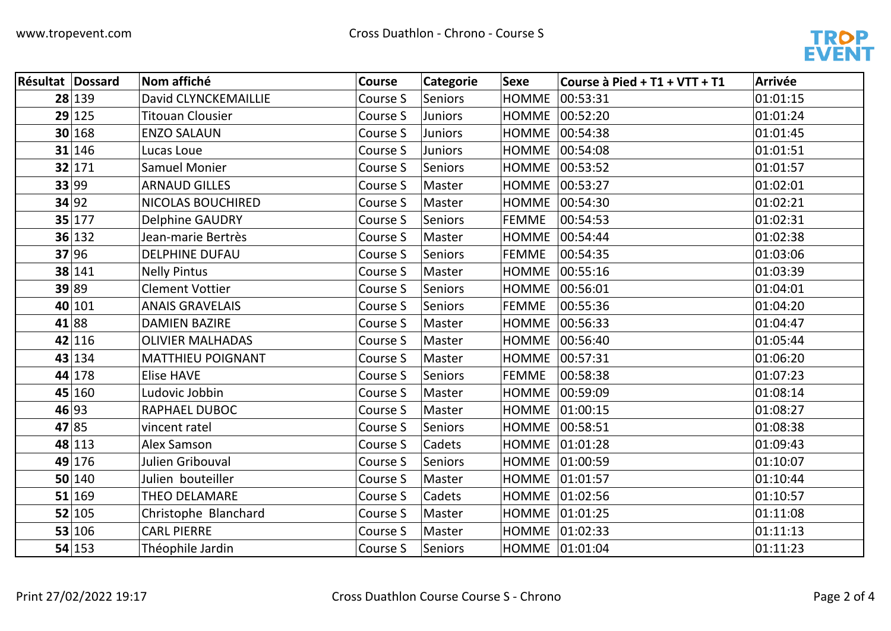| Résultat | Dossard | Nom affiché | Course | Categorie | Sexe | Course à Pied + T1 + VTT + T1 | Arrivée |
|---|---|---|---|---|---|---|---|
| **28** | 139 | David CLYNCKEMAILLIE | Course S | Seniors | HOMME | 00:53:31 | 01:01:15 |
| **29** | 125 | Titouan Clousier | Course S | Juniors | HOMME | 00:52:20 | 01:01:24 |
| **30** | 168 | ENZO SALAUN | Course S | Juniors | HOMME | 00:54:38 | 01:01:45 |
| **31** | 146 | Lucas Loue | Course S | Juniors | HOMME | 00:54:08 | 01:01:51 |
| **32** | 171 | Samuel Monier | Course S | Seniors | HOMME | 00:53:52 | 01:01:57 |
| **33** | 99 | ARNAUD GILLES | Course S | Master | HOMME | 00:53:27 | 01:02:01 |
| **34** | 92 | NICOLAS BOUCHIRED | Course S | Master | HOMME | 00:54:30 | 01:02:21 |
| **35** | 177 | Delphine GAUDRY | Course S | Seniors | FEMME | 00:54:53 | 01:02:31 |
| **36** | 132 | Jean-marie Bertrès | Course S | Master | HOMME | 00:54:44 | 01:02:38 |
| **37** | 96 | DELPHINE DUFAU | Course S | Seniors | FEMME | 00:54:35 | 01:03:06 |
| **38** | 141 | Nelly Pintus | Course S | Master | HOMME | 00:55:16 | 01:03:39 |
| **39** | 89 | Clement Vottier | Course S | Seniors | HOMME | 00:56:01 | 01:04:01 |
| **40** | 101 | ANAIS GRAVELAIS | Course S | Seniors | FEMME | 00:55:36 | 01:04:20 |
| **41** | 88 | DAMIEN BAZIRE | Course S | Master | HOMME | 00:56:33 | 01:04:47 |
| **42** | 116 | OLIVIER MALHADAS | Course S | Master | HOMME | 00:56:40 | 01:05:44 |
| **43** | 134 | MATTHIEU POIGNANT | Course S | Master | HOMME | 00:57:31 | 01:06:20 |
| **44** | 178 | Elise HAVE | Course S | Seniors | FEMME | 00:58:38 | 01:07:23 |
| **45** | 160 | Ludovic Jobbin | Course S | Master | HOMME | 00:59:09 | 01:08:14 |
| **46** | 93 | RAPHAEL DUBOC | Course S | Master | HOMME | 01:00:15 | 01:08:27 |
| **47** | 85 | vincent ratel | Course S | Seniors | HOMME | 00:58:51 | 01:08:38 |
| **48** | 113 | Alex Samson | Course S | Cadets | HOMME | 01:01:28 | 01:09:43 |
| **49** | 176 | Julien Gribouval | Course S | Seniors | HOMME | 01:00:59 | 01:10:07 |
| **50** | 140 | Julien bouteiller | Course S | Master | HOMME | 01:01:57 | 01:10:44 |
| **51** | 169 | THEO DELAMARE | Course S | Cadets | HOMME | 01:02:56 | 01:10:57 |
| **52** | 105 | Christophe Blanchard | Course S | Master | HOMME | 01:01:25 | 01:11:08 |
| **53** | 106 | CARL PIERRE | Course S | Master | HOMME | 01:02:33 | 01:11:13 |
| **54** | 153 | Théophile Jardin | Course S | Seniors | HOMME | 01:01:04 | 01:11:23 |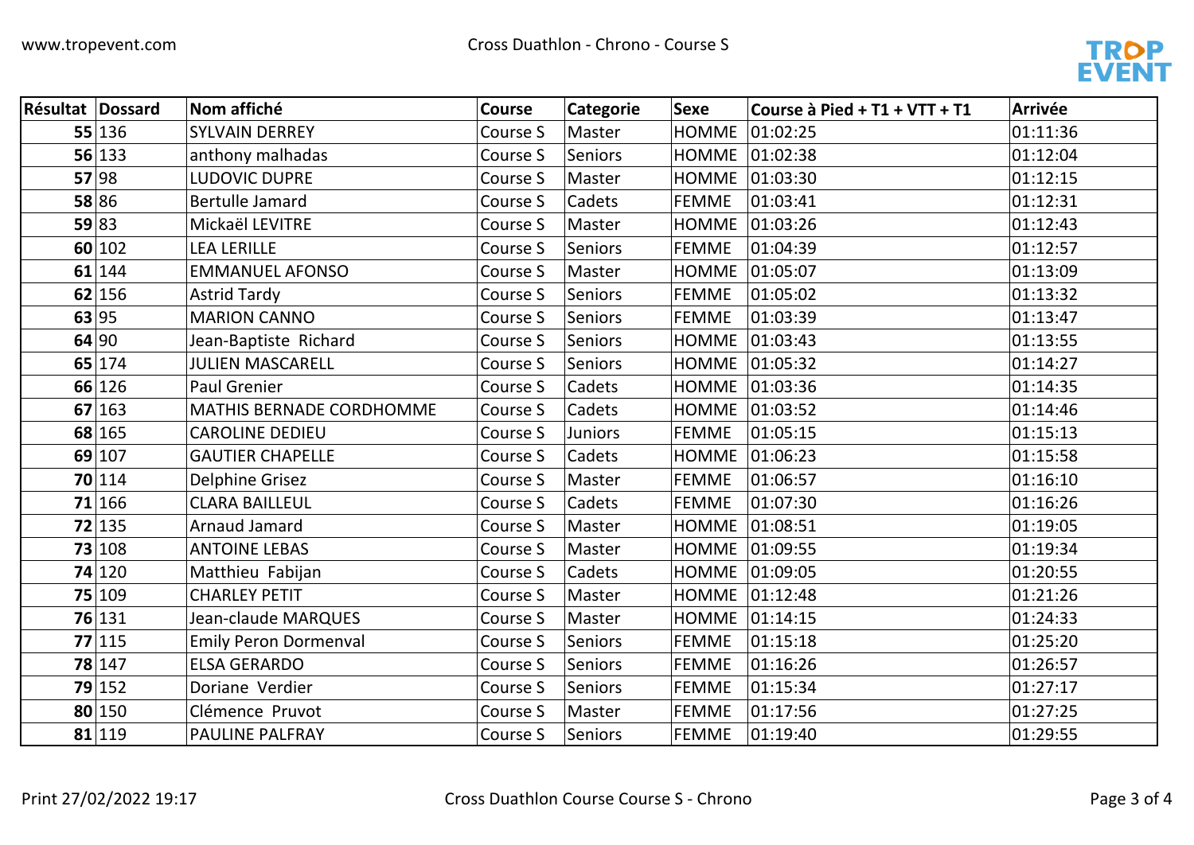| Résultat | Dossard | Nom affiché | Course | Categorie | Sexe | Course à Pied + T1 + VTT + T1 | Arrivée |
|---|---|---|---|---|---|---|---|
| **55** | 136 | SYLVAIN DERREY | Course S | Master | HOMME | 01:02:25 | 01:11:36 |
| **56** | 133 | anthony malhadas | Course S | Seniors | HOMME | 01:02:38 | 01:12:04 |
| **57** | 98 | LUDOVIC DUPRE | Course S | Master | HOMME | 01:03:30 | 01:12:15 |
| **58** | 86 | Bertulle Jamard | Course S | Cadets | FEMME | 01:03:41 | 01:12:31 |
| **59** | 83 | Mickaël LEVITRE | Course S | Master | HOMME | 01:03:26 | 01:12:43 |
| **60** | 102 | LEA LERILLE | Course S | Seniors | FEMME | 01:04:39 | 01:12:57 |
| **61** | 144 | EMMANUEL AFONSO | Course S | Master | HOMME | 01:05:07 | 01:13:09 |
| **62** | 156 | Astrid Tardy | Course S | Seniors | FEMME | 01:05:02 | 01:13:32 |
| **63** | 95 | MARION CANNO | Course S | Seniors | FEMME | 01:03:39 | 01:13:47 |
| **64** | 90 | Jean-Baptiste Richard | Course S | Seniors | HOMME | 01:03:43 | 01:13:55 |
| **65** | 174 | JULIEN MASCARELL | Course S | Seniors | HOMME | 01:05:32 | 01:14:27 |
| **66** | 126 | Paul Grenier | Course S | Cadets | HOMME | 01:03:36 | 01:14:35 |
| **67** | 163 | MATHIS BERNADE CORDHOMME | Course S | Cadets | HOMME | 01:03:52 | 01:14:46 |
| **68** | 165 | CAROLINE DEDIEU | Course S | Juniors | FEMME | 01:05:15 | 01:15:13 |
| **69** | 107 | GAUTIER CHAPELLE | Course S | Cadets | HOMME | 01:06:23 | 01:15:58 |
| **70** | 114 | Delphine Grisez | Course S | Master | FEMME | 01:06:57 | 01:16:10 |
| **71** | 166 | CLARA BAILLEUL | Course S | Cadets | FEMME | 01:07:30 | 01:16:26 |
| **72** | 135 | Arnaud Jamard | Course S | Master | HOMME | 01:08:51 | 01:19:05 |
| **73** | 108 | ANTOINE LEBAS | Course S | Master | HOMME | 01:09:55 | 01:19:34 |
| **74** | 120 | Matthieu Fabijan | Course S | Cadets | HOMME | 01:09:05 | 01:20:55 |
| **75** | 109 | CHARLEY PETIT | Course S | Master | HOMME | 01:12:48 | 01:21:26 |
| **76** | 131 | Jean-claude MARQUES | Course S | Master | HOMME | 01:14:15 | 01:24:33 |
| **77** | 115 | Emily Peron Dormenval | Course S | Seniors | FEMME | 01:15:18 | 01:25:20 |
| **78** | 147 | ELSA GERARDO | Course S | Seniors | FEMME | 01:16:26 | 01:26:57 |
| **79** | 152 | Doriane Verdier | Course S | Seniors | FEMME | 01:15:34 | 01:27:17 |
| **80** | 150 | Clémence Pruvot | Course S | Master | FEMME | 01:17:56 | 01:27:25 |
| **81** | 119 | PAULINE PALFRAY | Course S | Seniors | FEMME | 01:19:40 | 01:29:55 |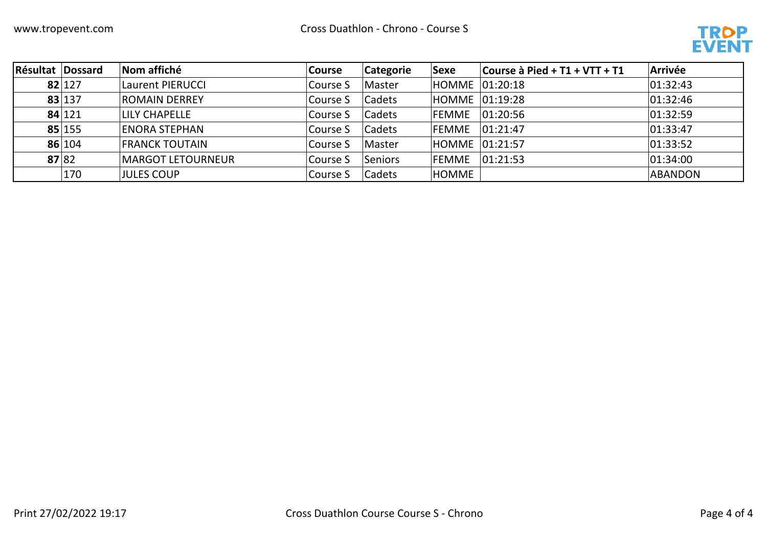| Résultat | Dossard | Nom affiché | Course | Categorie | Sexe | Course à Pied + T1 + VTT + T1 | Arrivée |
|---|---|---|---|---|---|---|---|
| **82** | 127 | Laurent PIERUCCI | Course S | Master | HOMME | 01:20:18 | 01:32:43 |
| **83** | 137 | ROMAIN DERREY | Course S | Cadets | HOMME | 01:19:28 | 01:32:46 |
| **84** | 121 | LILY CHAPELLE | Course S | Cadets | FEMME | 01:20:56 | 01:32:59 |
| **85** | 155 | ENORA STEPHAN | Course S | Cadets | FEMME | 01:21:47 | 01:33:47 |
| **86** | 104 | FRANCK TOUTAIN | Course S | Master | HOMME | 01:21:57 | 01:33:52 |
| **87** | 82 | MARGOT LETOURNEUR | Course S | Seniors | FEMME | 01:21:53 | 01:34:00 |
| | 170 | JULES COUP | Course S | Cadets | HOMME | | ABANDON |